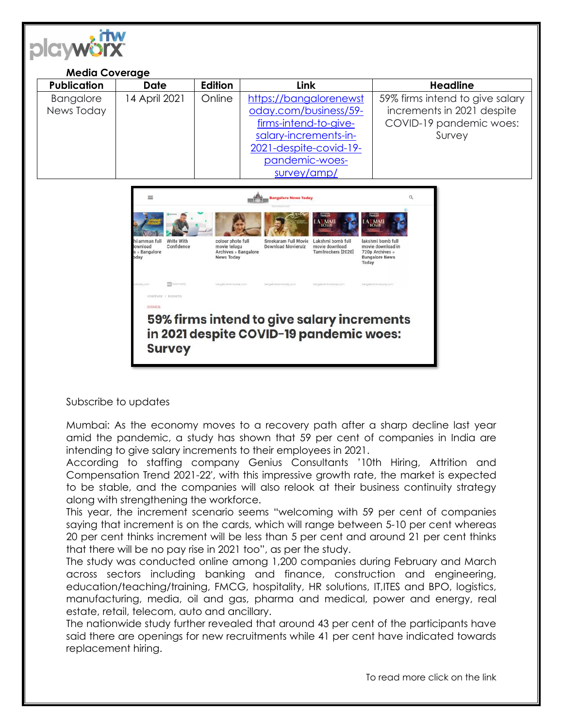**Media Coverage**

| Publication | Date | Edition | Link | Headline |
| --- | --- | --- | --- | --- |
| Bangalore News Today | 14 April 2021 | Online | https://bangalorenewstoday.com/business/59-firms-intend-to-give-salary-increments-in-2021-despite-covid-19-pandemic-woes-survey/amp/ | 59% firms intend to give salary increments in 2021 despite COVID-19 pandemic woes: Survey |

Subscribe to updates

Mumbai: As the economy moves to a recovery path after a sharp decline last year amid the pandemic, a study has shown that 59 per cent of companies in India are intending to give salary increments to their employees in 2021.

According to staffing company Genius Consultants '10th Hiring, Attrition and Compensation Trend 2021-22', with this impressive growth rate, the market is expected to be stable, and the companies will also relook at their business continuity strategy along with strengthening the workforce.

This year, the increment scenario seems "welcoming with 59 per cent of companies saying that increment is on the cards, which will range between 5-10 per cent whereas 20 per cent thinks increment will be less than 5 per cent and around 21 per cent thinks that there will be no pay rise in 2021 too", as per the study.

The study was conducted online among 1,200 companies during February and March across sectors including banking and finance, construction and engineering, education/teaching/training, FMCG, hospitality, HR solutions, IT,ITES and BPO, logistics, manufacturing, media, oil and gas, pharma and medical, power and energy, real estate, retail, telecom, auto and ancillary.

The nationwide study further revealed that around 43 per cent of the participants have said there are openings for new recruitments while 41 per cent have indicated towards replacement hiring.

To read more click on the link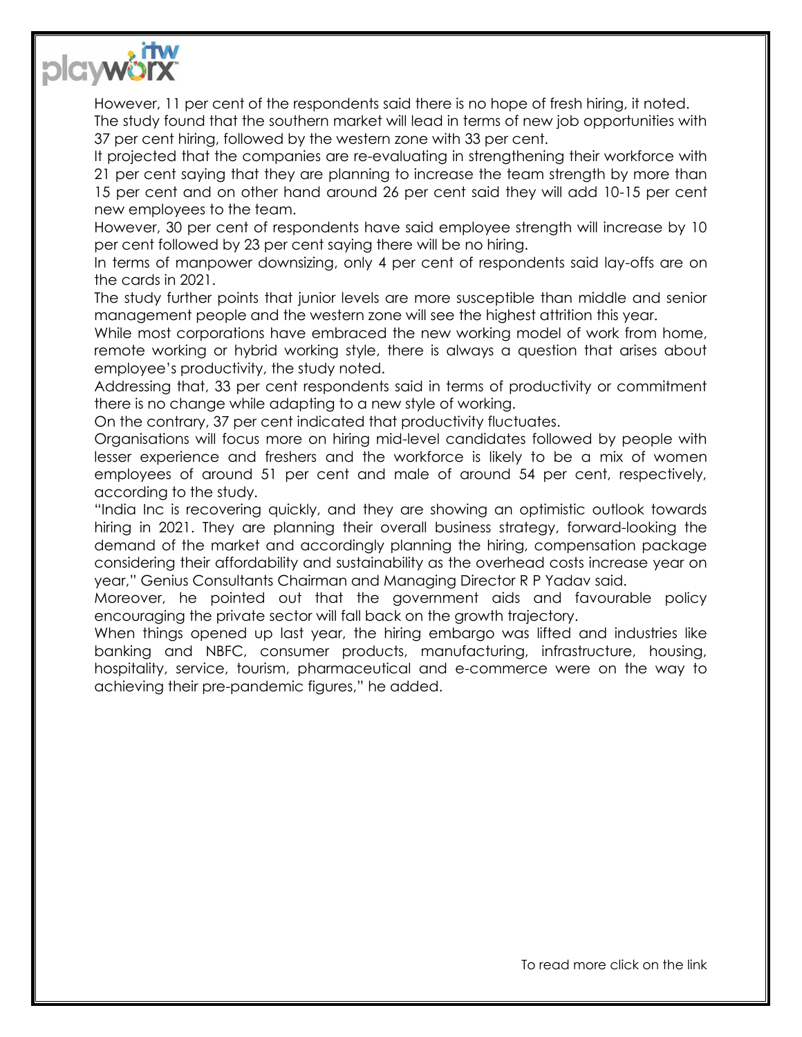However, 11 per cent of the respondents said there is no hope of fresh hiring, it noted.

The study found that the southern market will lead in terms of new job opportunities with 37 per cent hiring, followed by the western zone with 33 per cent.

It projected that the companies are re-evaluating in strengthening their workforce with 21 per cent saying that they are planning to increase the team strength by more than 15 per cent and on other hand around 26 per cent said they will add 10-15 per cent new employees to the team.

However, 30 per cent of respondents have said employee strength will increase by 10 per cent followed by 23 per cent saying there will be no hiring.

In terms of manpower downsizing, only 4 per cent of respondents said lay-offs are on the cards in 2021.

The study further points that junior levels are more susceptible than middle and senior management people and the western zone will see the highest attrition this year.

While most corporations have embraced the new working model of work from home, remote working or hybrid working style, there is always a question that arises about employee's productivity, the study noted.

Addressing that, 33 per cent respondents said in terms of productivity or commitment there is no change while adapting to a new style of working.

On the contrary, 37 per cent indicated that productivity fluctuates.

Organisations will focus more on hiring mid-level candidates followed by people with lesser experience and freshers and the workforce is likely to be a mix of women employees of around 51 per cent and male of around 54 per cent, respectively, according to the study.

"India Inc is recovering quickly, and they are showing an optimistic outlook towards hiring in 2021. They are planning their overall business strategy, forward-looking the demand of the market and accordingly planning the hiring, compensation package considering their affordability and sustainability as the overhead costs increase year on year," Genius Consultants Chairman and Managing Director R P Yadav said.

Moreover, he pointed out that the government aids and favourable policy encouraging the private sector will fall back on the growth trajectory.

When things opened up last year, the hiring embargo was lifted and industries like banking and NBFC, consumer products, manufacturing, infrastructure, housing, hospitality, service, tourism, pharmaceutical and e-commerce were on the way to achieving their pre-pandemic figures," he added.

To read more click on the link